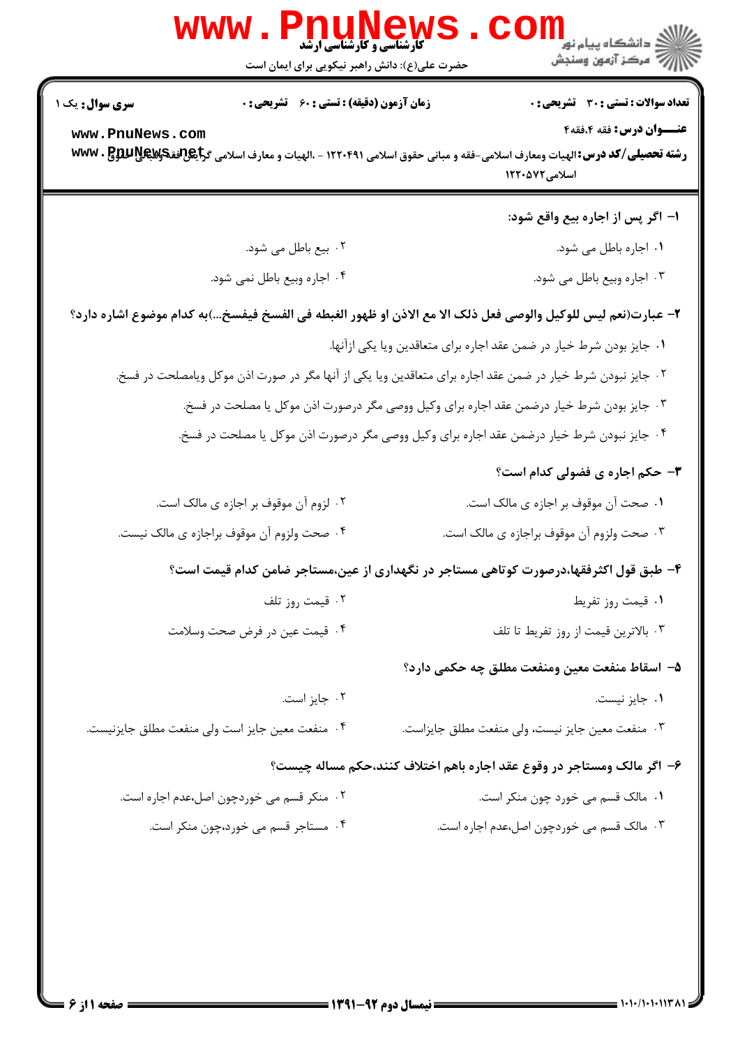**تعداد سوالات : تستی : ۳۰ تشریحی : ۰**　**زمان آزمون (دقیقه) : تستی : ۶۰ تشریحی : ۰**　**سری سوال : یک ۱**

**عنـــوان درس :** فقه ۴،فقه۴

**رشته تحصیلی/کد درس :** الهیات ومعارف اسلامی-فقه و مبانی حقوق اسلامی ۱۲۲۰۴۹۱ - ،الهیات و معارف اسلامی گرایش فقه ومبانی حقوق اسلامی۱۲۲۰۵۷۲

**۱- اگر پس از اجاره بیع واقع شود:**

۱. اجاره باطل می شود.

۲. بیع باطل می شود.

۳. اجاره وبیع باطل می شود.

۴. اجاره وبیع باطل نمی شود.

**۲- عبارت(نعم لیس للوکیل والوصی فعل ذلک الا مع الاذن او ظهور الغبطه فی الفسخ فیفسخ...)به کدام موضوع اشاره دارد؟**

۱. جایز بودن شرط خیار در ضمن عقد اجاره برای متعاقدین ویا یکی ازآنها.

۲. جایز نبودن شرط خیار در ضمن عقد اجاره برای متعاقدین ویا یکی از آنها مگر در صورت اذن موکل ویامصلحت در فسخ.

۳. جایز بودن شرط خیار درضمن عقد اجاره برای وکیل ووصی مگر درصورت اذن موکل یا مصلحت در فسخ.

۴. جایز نبودن شرط خیار درضمن عقد اجاره برای وکیل ووصی مگر درصورت اذن موکل یا مصلحت در فسخ.

**۳- حکم اجاره ی فضولی کدام است؟**

۱. صحت آن موقوف بر اجازه ی مالک است.

۲. لزوم آن موقوف بر اجازه ی مالک است.

۳. صحت ولزوم آن موقوف براجازه ی مالک است.

۴. صحت ولزوم آن موقوف براجازه ی مالک نیست.

**۴- طبق قول اکثرفقها،درصورت کوتاهی مستاجر در نگهداری از عین،مستاجر ضامن کدام قیمت است؟**

۱. قیمت روز تفریط

۲. قیمت روز تلف

۳. بالاترین قیمت از روز تفریط تا تلف

۴. قیمت عین در فرض صحت وسلامت

**۵- اسقاط منفعت معین ومنفعت مطلق چه حکمی دارد؟**

۱. جایز نیست.

۲. جایز است.

۳. منفعت معین جایز نیست، ولی منفعت مطلق جایزاست.

۴. منفعت معین جایز است ولی منفعت مطلق جایزنیست.

**۶- اگر مالک ومستاجر در وقوع عقد اجاره باهم اختلاف کنند،حکم مساله چیست؟**

۱. مالک قسم می خورد چون منکر است.

۲. منکر قسم می خوردچون اصل،عدم اجاره است.

۳. مالک قسم می خوردچون اصل،عدم اجاره است.

۴. مستاجر قسم می خورد،چون منکر است.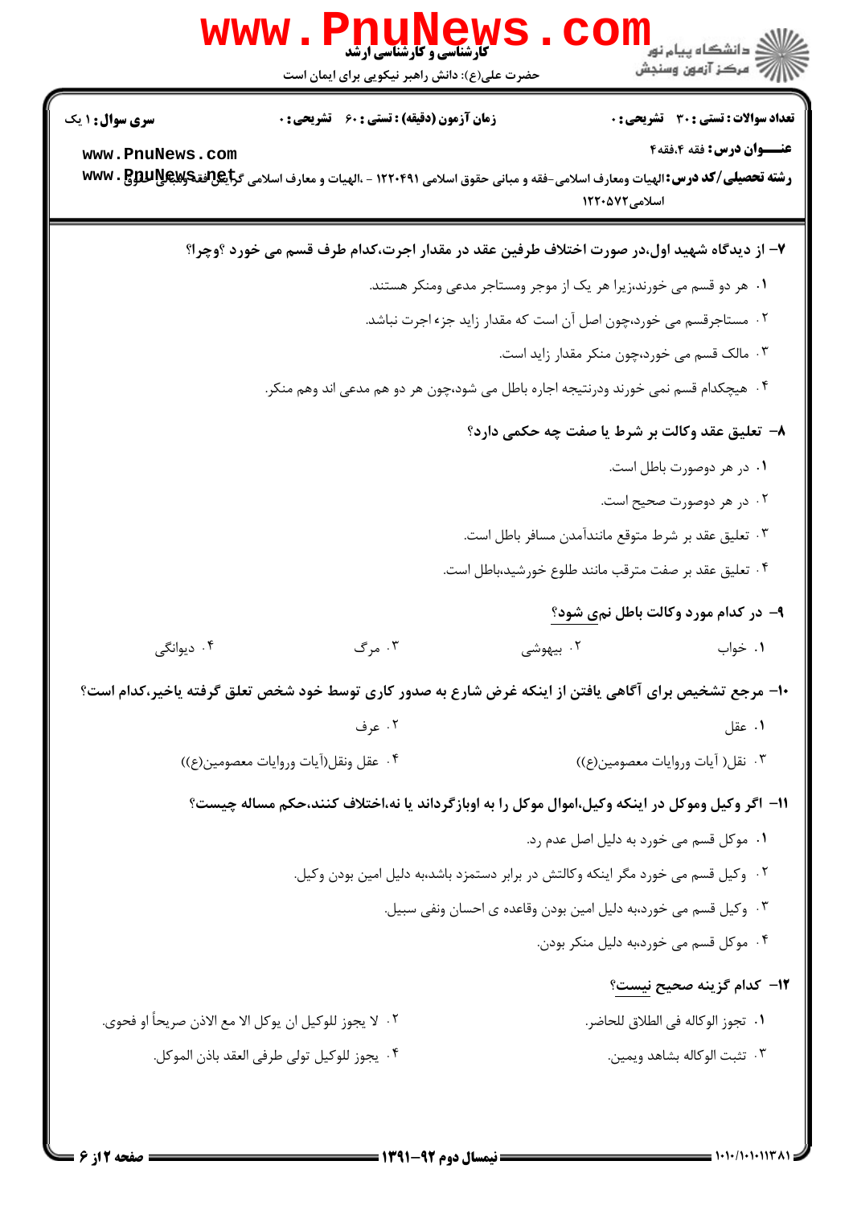**۷- از دیدگاه شهید اول،در صورت اختلاف طرفین عقد در مقدار اجرت،کدام طرف قسم می خورد ؟وچرا؟**

۱. هر دو قسم می خورند،زیرا هر یک از موجر ومستاجر مدعی ومنکر هستند.

۲. مستاجرقسم می خورد،چون اصل آن است که مقدار زاید جزء اجرت نباشد.

۳. مالک قسم می خورد،چون منکر مقدار زاید است.

۴. هیچکدام قسم نمی خورند ودرنتیجه اجاره باطل می شود،چون هر دو هم مدعی اند وهم منکر.

**۸- تعلیق عقد وکالت بر شرط یا صفت چه حکمی دارد؟**

۱. در هر دوصورت باطل است.

۲. در هر دوصورت صحیح است.

۳. تعلیق عقد بر شرط متوقع مانندآمدن مسافر باطل است.

۴. تعلیق عقد بر صفت مترقب مانند طلوع خورشید،باطل است.

**۹- در کدام مورد وکالت باطل نمی شود؟**

۱. خواب

۲. بیهوشی

۳. مرگ

۴. دیوانگی

**۱۰- مرجع تشخیص برای آگاهی یافتن از اینکه غرض شارع به صدور کاری توسط خود شخص تعلق گرفته یاخیر،کدام است؟**

۱. عقل

۲. عرف

۳. نقل( آیات وروایات معصومین(ع))

۴. عقل ونقل(آیات وروایات معصومین(ع))

**۱۱- اگر وکیل وموکل در اینکه وکیل،اموال موکل را به اوبازگرداند یا نه،اختلاف کنند،حکم مساله چیست؟**

۱. موکل قسم می خورد به دلیل اصل عدم رد.

۲. وکیل قسم می خورد مگر اینکه وکالتش در برابر دستمزد باشد،به دلیل امین بودن وکیل.

۳. وکیل قسم می خورد،به دلیل امین بودن وقاعده ی احسان ونفی سبیل.

۴. موکل قسم می خورد،به دلیل منکر بودن.

**۱۲- کدام گزینه صحیح نیست؟**

۱. تجوز الوکاله فی الطلاق للحاضر.

۲. لا یجوز للوکیل ان یوکل الا مع الاذن صریحاً او فحوی.

۳. تثبت الوکاله بشاهد ویمین.

۴. یجوز للوکیل تولی طرفی العقد باذن الموکل.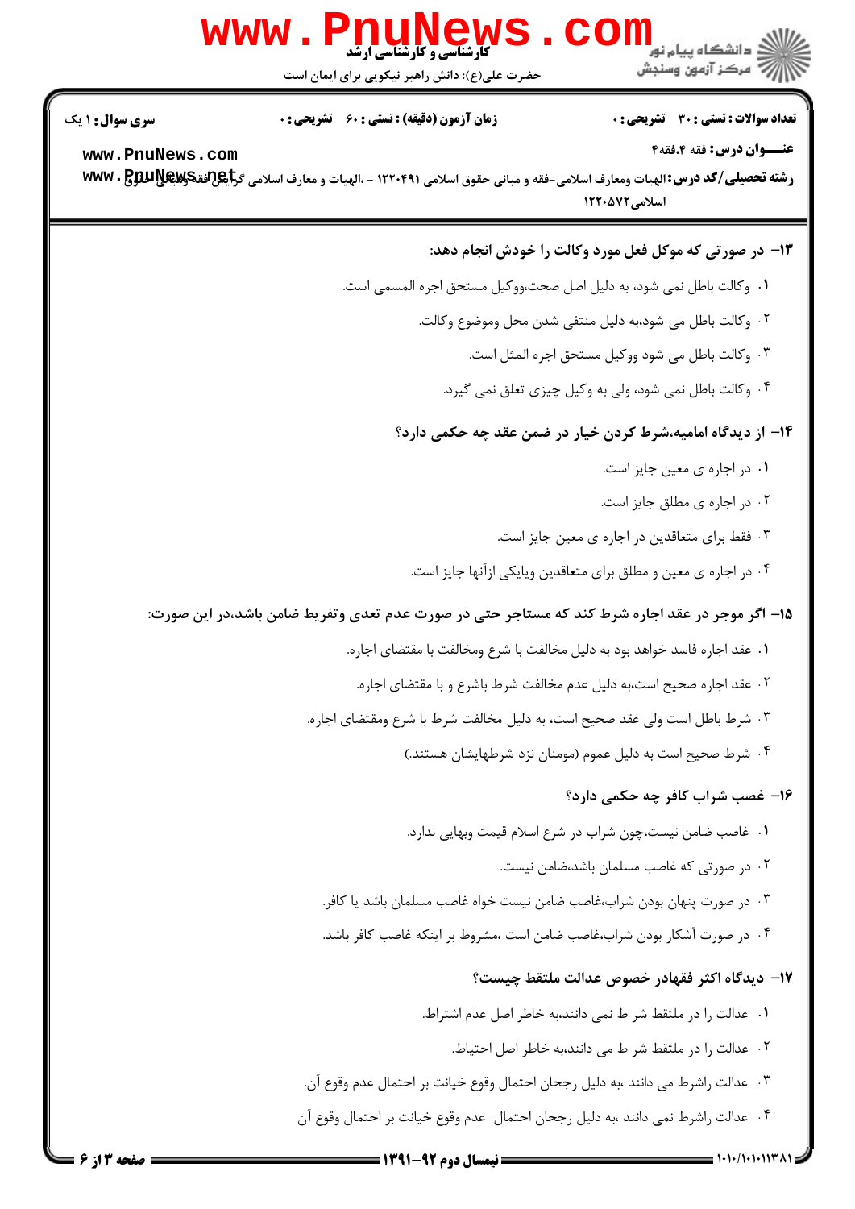**۱۳- در صورتی که موکل فعل مورد وکالت را خودش انجام دهد:**

۱. وکالت باطل نمی شود، به دلیل اصل صحت،ووکیل مستحق اجره المسمی است.

۲. وکالت باطل می شود،به دلیل منتفی شدن محل وموضوع وکالت.

۳. وکالت باطل می شود ووکیل مستحق اجره المثل است.

۴. وکالت باطل نمی شود، ولی به وکیل چیزی تعلق نمی گیرد.

**۱۴- از دیدگاه امامیه،شرط کردن خیار در ضمن عقد چه حکمی دارد؟**

۱. در اجاره ی معین جایز است.

۲. در اجاره ی مطلق جایز است.

۳. فقط برای متعاقدین در اجاره ی معین جایز است.

۴. در اجاره ی معین و مطلق برای متعاقدین ویایکی ازآنها جایز است.

**۱۵- اگر موجر در عقد اجاره شرط کند که مستاجر حتی در صورت عدم تعدی وتفریط ضامن باشد،در این صورت:**

۱. عقد اجاره فاسد خواهد بود به دلیل مخالفت با شرع ومخالفت با مقتضای اجاره.

۲. عقد اجاره صحیح است،به دلیل عدم مخالفت شرط باشرع و با مقتضای اجاره.

۳. شرط باطل است ولی عقد صحیح است، به دلیل مخالفت شرط با شرع ومقتضای اجاره.

۴. شرط صحیح است به دلیل عموم (مومنان نزد شرطهایشان هستند.)

**۱۶- غصب شراب کافر چه حکمی دارد؟**

۱. غاصب ضامن نیست،چون شراب در شرع اسلام قیمت وبهایی ندارد.

۲. در صورتی که غاصب مسلمان باشد،ضامن نیست.

۳. در صورت پنهان بودن شراب،غاصب ضامن نیست خواه غاصب مسلمان باشد یا کافر.

۴. در صورت آشکار بودن شراب،غاصب ضامن است ،مشروط بر اینکه غاصب کافر باشد.

**۱۷- دیدگاه اکثر فقهادر خصوص عدالت ملتقط چیست؟**

۱. عدالت را در ملتقط شر ط نمی دانند،به خاطر اصل عدم اشتراط.

۲. عدالت را در ملتقط شر ط می دانند،به خاطر اصل احتیاط.

۳. عدالت راشرط می دانند ،به دلیل رجحان احتمال وقوع خیانت بر احتمال عدم وقوع آن.

۴. عدالت راشرط نمی دانند ،به دلیل رجحان احتمال عدم وقوع خیانت بر احتمال وقوع آن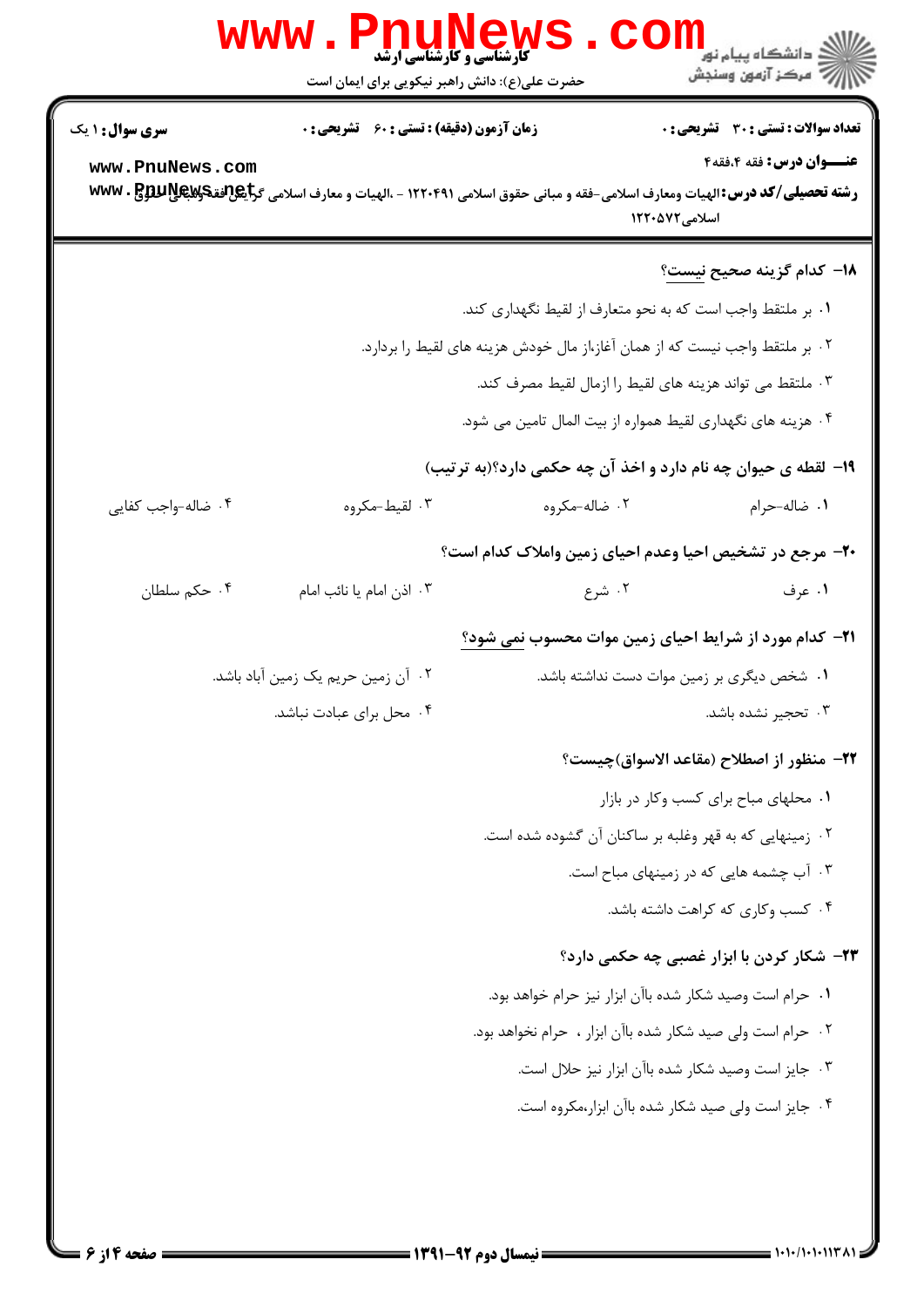سری سوال: ۱ یک | زمان آزمون (دقیقه) : تستی : ۶۰  تشریحی : ۰ | تعداد سوالات : تستی : ۳۰  تشریحی : ۰

**عنـــوان درس:** فقه ۴،فقه۴

**رشته تحصیلی/کد درس:** الهیات ومعارف اسلامی-فقه و مبانی حقوق اسلامی ۱۲۲۰۴۹۱ - ،الهیات و معارف اسلامی گرایش فقه و مبانی حقوق اسلامی۱۲۲۰۵۷۲

**۱۸- کدام گزینه صحیح نیست؟**

۱. بر ملتقط واجب است که به نحو متعارف از لقیط نگهداری کند.

۲. بر ملتقط واجب نیست که از همان آغاز،از مال خودش هزینه های لقیط را بردارد.

۳. ملتقط می تواند هزینه های لقیط را ازمال لقیط مصرف کند.

۴. هزینه های نگهداری لقیط همواره از بیت المال تامین می شود.

**۱۹- لقطه ی حیوان چه نام دارد و اخذ آن چه حکمی دارد؟(به ترتیب)**

۱. ضاله-حرام

۲. ضاله-مکروه

۳. لقیط-مکروه

۴. ضاله-واجب کفایی

**۲۰- مرجع در تشخیص احیا وعدم احیای زمین واملاک کدام است؟**

۱. عرف

۲. شرع

۳. اذن امام یا نائب امام

۴. حکم سلطان

**۲۱- کدام مورد از شرایط احیای زمین موات محسوب نمی شود؟**

۱. شخص دیگری بر زمین موات دست نداشته باشد.

۲. آن زمین حریم یک زمین آباد باشد.

۳. تحجیر نشده باشد.

۴. محل برای عبادت نباشد.

**۲۲- منظور از اصطلاح (مقاعد الاسواق)چیست؟**

۱. محلهای مباح برای کسب وکار در بازار

۲. زمینهایی که به قهر وغلبه بر ساکنان آن گشوده شده است.

۳. آب چشمه هایی که در زمینهای مباح است.

۴. کسب وکاری که کراهت داشته باشد.

**۲۳- شکار کردن با ابزار غصبی چه حکمی دارد؟**

۱. حرام است وصید شکار شده باآن ابزار نیز حرام خواهد بود.

۲. حرام است ولی صید شکار شده باآن ابزار ، حرام نخواهد بود.

۳. جایز است وصید شکار شده باآن ابزار نیز حلال است.

۴. جایز است ولی صید شکار شده باآن ابزار،مکروه است.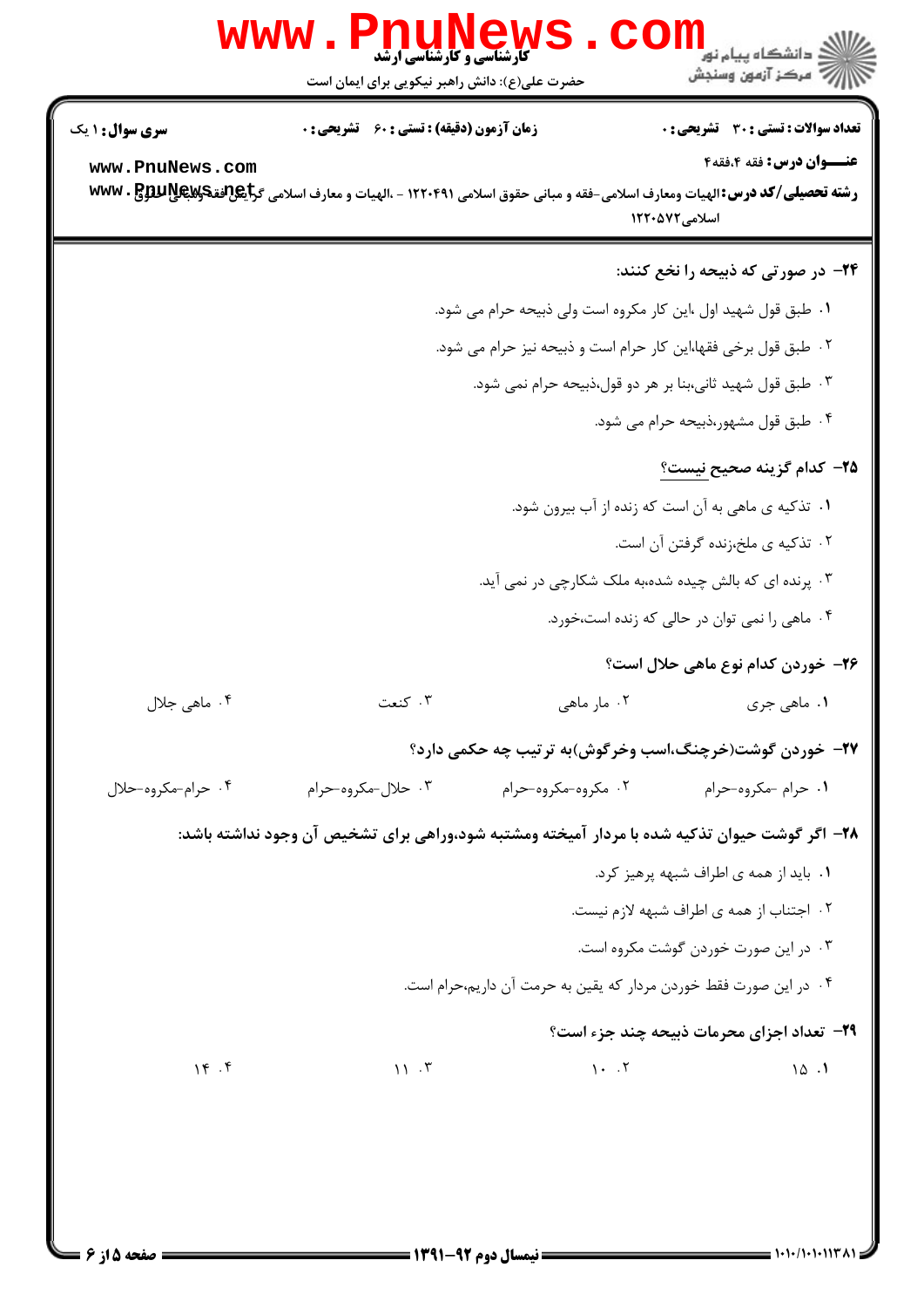۲۴- در صورتی که ذبیحه را نخع کنند:

۱. طبق قول شهید اول ،این کار مکروه است ولی ذبیحه حرام می شود.

۲. طبق قول برخی فقها،این کار حرام است و ذبیحه نیز حرام می شود.

۳. طبق قول شهید ثانی،بنا بر هر دو قول،ذبیحه حرام نمی شود.

۴. طبق قول مشهور،ذبیحه حرام می شود.

۲۵- کدام گزینه صحیح نیست؟

۱. تذکیه ی ماهی به آن است که زنده از آب بیرون شود.

۲. تذکیه ی ملخ،زنده گرفتن آن است.

۳. پرنده ای که بالش چیده شده،به ملک شکارچی در نمی آید.

۴. ماهی را نمی توان در حالی که زنده است،خورد.

۲۶- خوردن کدام نوع ماهی حلال است؟

۱. ماهی جری
۲. مار ماهی
۳. کنعت
۴. ماهی جلال

۲۷- خوردن گوشت(خرچنگ،اسب وخرگوش)به ترتیب چه حکمی دارد؟

۱. حرام -مکروه-حرام
۲. مکروه-مکروه-حرام
۳. حلال-مکروه-حرام
۴. حرام-مکروه-حلال

۲۸- اگر گوشت حیوان تذکیه شده با مردار آمیخته ومشتبه شود،وراهی برای تشخیص آن وجود نداشته باشد:

۱. باید از همه ی اطراف شبهه پرهیز کرد.

۲. اجتناب از همه ی اطراف شبهه لازم نیست.

۳. در این صورت خوردن گوشت مکروه است.

۴. در این صورت فقط خوردن مردار که یقین به حرمت آن داریم،حرام است.

۲۹- تعداد اجزای محرمات ذبیحه چند جزء است؟

۱. ۱۵
۲. ۱۰
۳. ۱۱
۴. ۱۴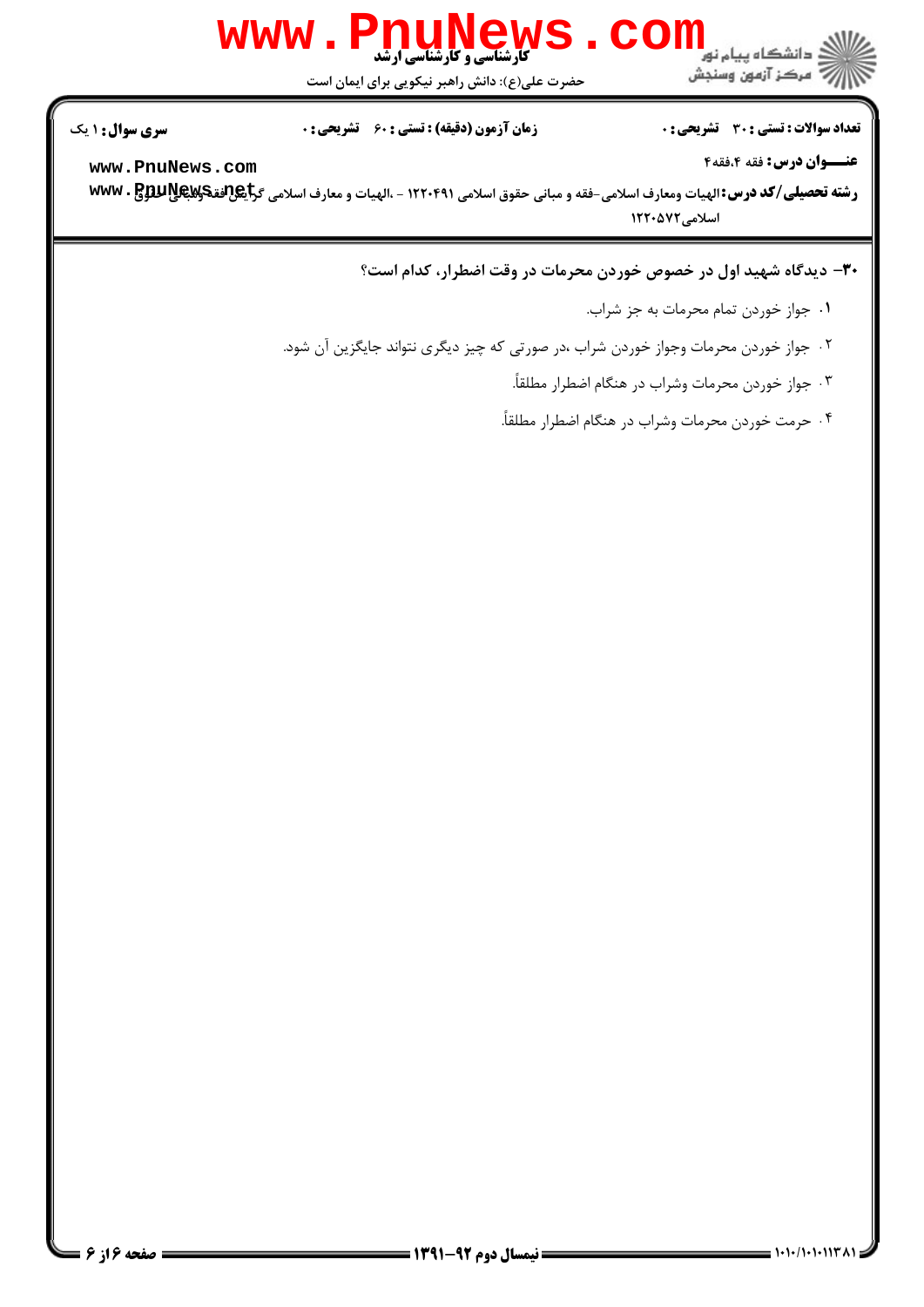۳۰- دیدگاه شهید اول در خصوص خوردن محرمات در وقت اضطرار، کدام است؟

۱. جواز خوردن تمام محرمات به جز شراب.

۲. جواز خوردن محرمات وجواز خوردن شراب ،در صورتی که چیز دیگری نتواند جایگزین آن شود.

۳. جواز خوردن محرمات وشراب در هنگام اضطرار مطلقاً.

۴. حرمت خوردن محرمات وشراب در هنگام اضطرار مطلقاً.